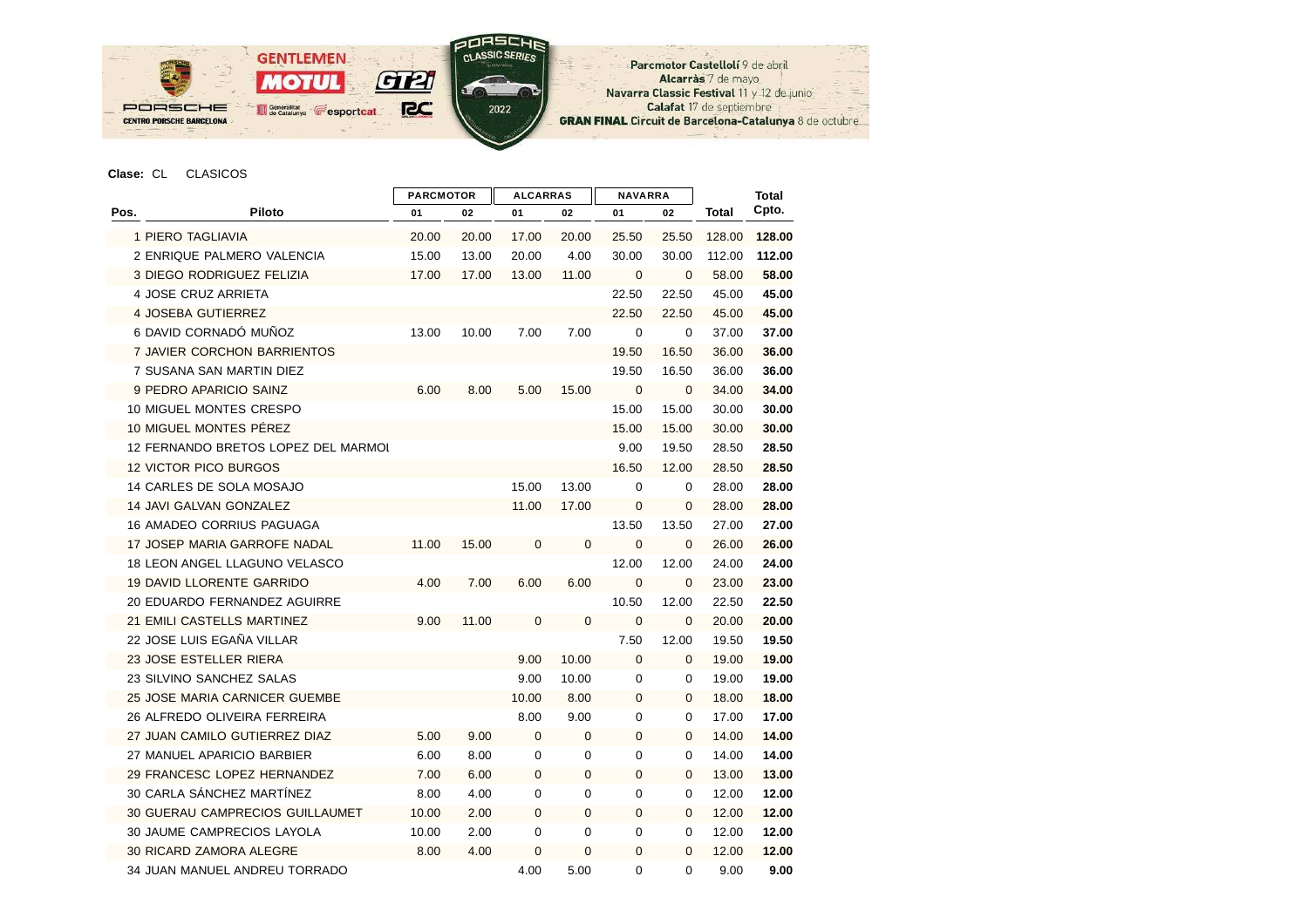Parcmotor Castellolí 9 de abril
Alcarràs 7 de mayo
Navarra Classic Festival 11 y 12 de junio
Calafat 17 de septiembre
**GRAN FINAL** Circuit de Barcelona-Catalunya 8 de octubre

**Clase:** CL CLASICOS

| Pos. | Piloto | PARCMOTOR | | ALCARRAS | | NAVARRA | | Total | Total Cpto. |
|---|---|---|---|---|---|---|---|---|---|
| | | 01 | 02 | 01 | 02 | 01 | 02 | | |
| 1 | PIERO TAGLIAVIA | 20.00 | 20.00 | 17.00 | 20.00 | 25.50 | 25.50 | 128.00 | **128.00** |
| 2 | ENRIQUE PALMERO VALENCIA | 15.00 | 13.00 | 20.00 | 4.00 | 30.00 | 30.00 | 112.00 | **112.00** |
| 3 | DIEGO RODRIGUEZ FELIZIA | 17.00 | 17.00 | 13.00 | 11.00 | 0 | 0 | 58.00 | **58.00** |
| 4 | JOSE CRUZ ARRIETA | | | | | 22.50 | 22.50 | 45.00 | **45.00** |
| 4 | JOSEBA GUTIERREZ | | | | | 22.50 | 22.50 | 45.00 | **45.00** |
| 6 | DAVID CORNADÓ MUÑOZ | 13.00 | 10.00 | 7.00 | 7.00 | 0 | 0 | 37.00 | **37.00** |
| 7 | JAVIER CORCHON BARRIENTOS | | | | | 19.50 | 16.50 | 36.00 | **36.00** |
| 7 | SUSANA SAN MARTIN DIEZ | | | | | 19.50 | 16.50 | 36.00 | **36.00** |
| 9 | PEDRO APARICIO SAINZ | 6.00 | 8.00 | 5.00 | 15.00 | 0 | 0 | 34.00 | **34.00** |
| 10 | MIGUEL MONTES CRESPO | | | | | 15.00 | 15.00 | 30.00 | **30.00** |
| 10 | MIGUEL MONTES PÉREZ | | | | | 15.00 | 15.00 | 30.00 | **30.00** |
| 12 | FERNANDO BRETOS LOPEZ DEL MARMOL | | | | | 9.00 | 19.50 | 28.50 | **28.50** |
| 12 | VICTOR PICO BURGOS | | | | | 16.50 | 12.00 | 28.50 | **28.50** |
| 14 | CARLES DE SOLA MOSAJO | | | 15.00 | 13.00 | 0 | 0 | 28.00 | **28.00** |
| 14 | JAVI GALVAN GONZALEZ | | | 11.00 | 17.00 | 0 | 0 | 28.00 | **28.00** |
| 16 | AMADEO CORRIUS PAGUAGA | | | | | 13.50 | 13.50 | 27.00 | **27.00** |
| 17 | JOSEP MARIA GARROFE NADAL | 11.00 | 15.00 | 0 | 0 | 0 | 0 | 26.00 | **26.00** |
| 18 | LEON ANGEL LLAGUNO VELASCO | | | | | 12.00 | 12.00 | 24.00 | **24.00** |
| 19 | DAVID LLORENTE GARRIDO | 4.00 | 7.00 | 6.00 | 6.00 | 0 | 0 | 23.00 | **23.00** |
| 20 | EDUARDO FERNANDEZ AGUIRRE | | | | | 10.50 | 12.00 | 22.50 | **22.50** |
| 21 | EMILI CASTELLS MARTINEZ | 9.00 | 11.00 | 0 | 0 | 0 | 0 | 20.00 | **20.00** |
| 22 | JOSE LUIS EGAÑA VILLAR | | | | | 7.50 | 12.00 | 19.50 | **19.50** |
| 23 | JOSE ESTELLER RIERA | | | 9.00 | 10.00 | 0 | 0 | 19.00 | **19.00** |
| 23 | SILVINO SANCHEZ SALAS | | | 9.00 | 10.00 | 0 | 0 | 19.00 | **19.00** |
| 25 | JOSE MARIA CARNICER GUEMBE | | | 10.00 | 8.00 | 0 | 0 | 18.00 | **18.00** |
| 26 | ALFREDO OLIVEIRA FERREIRA | | | 8.00 | 9.00 | 0 | 0 | 17.00 | **17.00** |
| 27 | JUAN CAMILO GUTIERREZ DIAZ | 5.00 | 9.00 | 0 | 0 | 0 | 0 | 14.00 | **14.00** |
| 27 | MANUEL APARICIO BARBIER | 6.00 | 8.00 | 0 | 0 | 0 | 0 | 14.00 | **14.00** |
| 29 | FRANCESC LOPEZ HERNANDEZ | 7.00 | 6.00 | 0 | 0 | 0 | 0 | 13.00 | **13.00** |
| 30 | CARLA SÁNCHEZ MARTÍNEZ | 8.00 | 4.00 | 0 | 0 | 0 | 0 | 12.00 | **12.00** |
| 30 | GUERAU CAMPRECIOS GUILLAUMET | 10.00 | 2.00 | 0 | 0 | 0 | 0 | 12.00 | **12.00** |
| 30 | JAUME CAMPRECIOS LAYOLA | 10.00 | 2.00 | 0 | 0 | 0 | 0 | 12.00 | **12.00** |
| 30 | RICARD ZAMORA ALEGRE | 8.00 | 4.00 | 0 | 0 | 0 | 0 | 12.00 | **12.00** |
| 34 | JUAN MANUEL ANDREU TORRADO | | | 4.00 | 5.00 | 0 | 0 | 9.00 | **9.00** |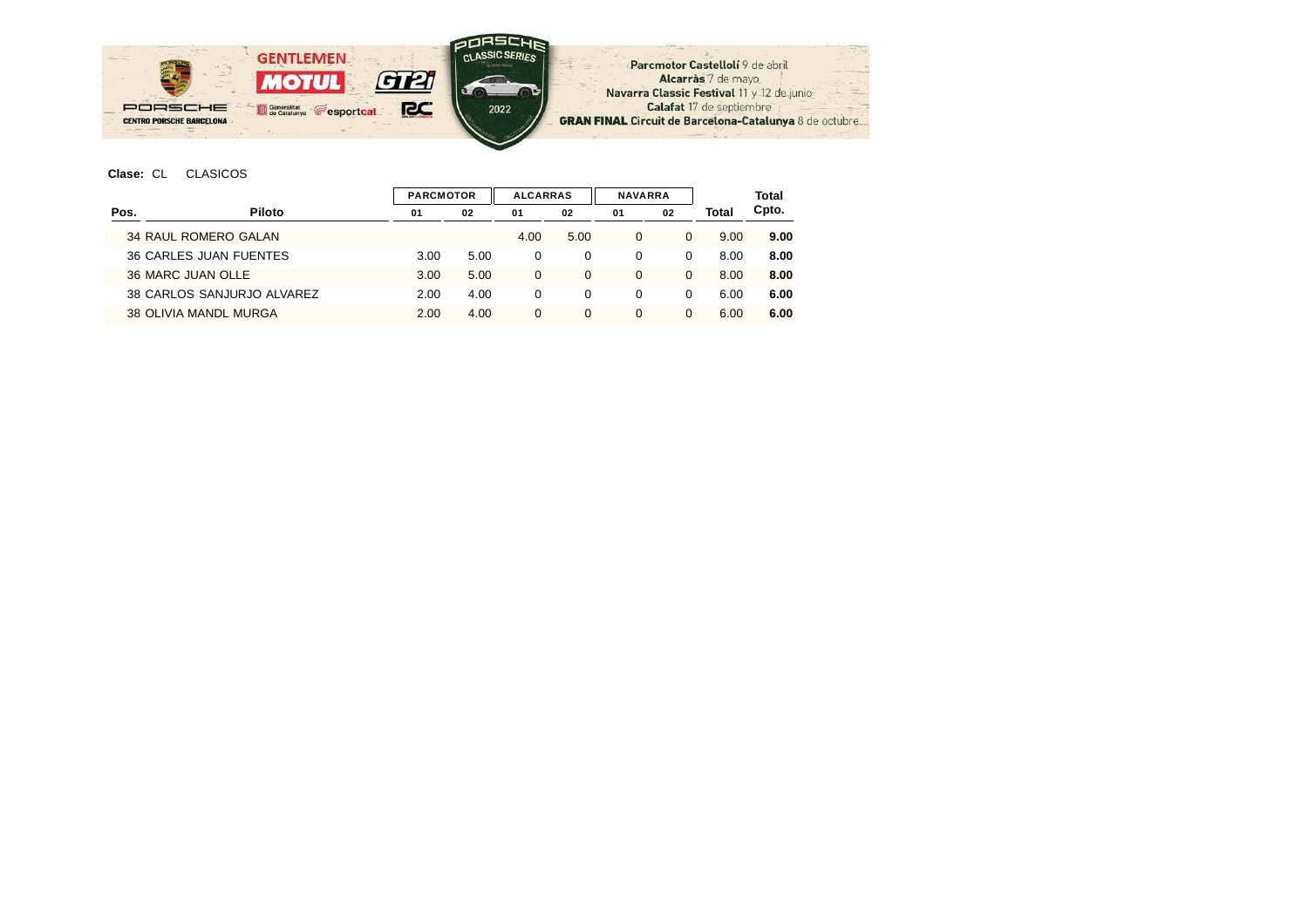Parcmotor Castellolí 9 de abril
Alcarràs 7 de mayo
Navarra Classic Festival 11 y 12 de junio
Calafat 17 de septiembre
GRAN FINAL Circuit de Barcelona-Catalunya 8 de octubre

**Clase:** CL CLASICOS

| Pos. | Piloto | PARCMOTOR 01 | PARCMOTOR 02 | ALCARRAS 01 | ALCARRAS 02 | NAVARRA 01 | NAVARRA 02 | Total | Total Cpto. |
|---|---|---|---|---|---|---|---|---|---|
| 34 | RAUL ROMERO GALAN | | | 4.00 | 5.00 | 0 | 0 | 9.00 | **9.00** |
| 36 | CARLES JUAN FUENTES | 3.00 | 5.00 | 0 | 0 | 0 | 0 | 8.00 | **8.00** |
| 36 | MARC JUAN OLLE | 3.00 | 5.00 | 0 | 0 | 0 | 0 | 8.00 | **8.00** |
| 38 | CARLOS SANJURJO ALVAREZ | 2.00 | 4.00 | 0 | 0 | 0 | 0 | 6.00 | **6.00** |
| 38 | OLIVIA MANDL MURGA | 2.00 | 4.00 | 0 | 0 | 0 | 0 | 6.00 | **6.00** |